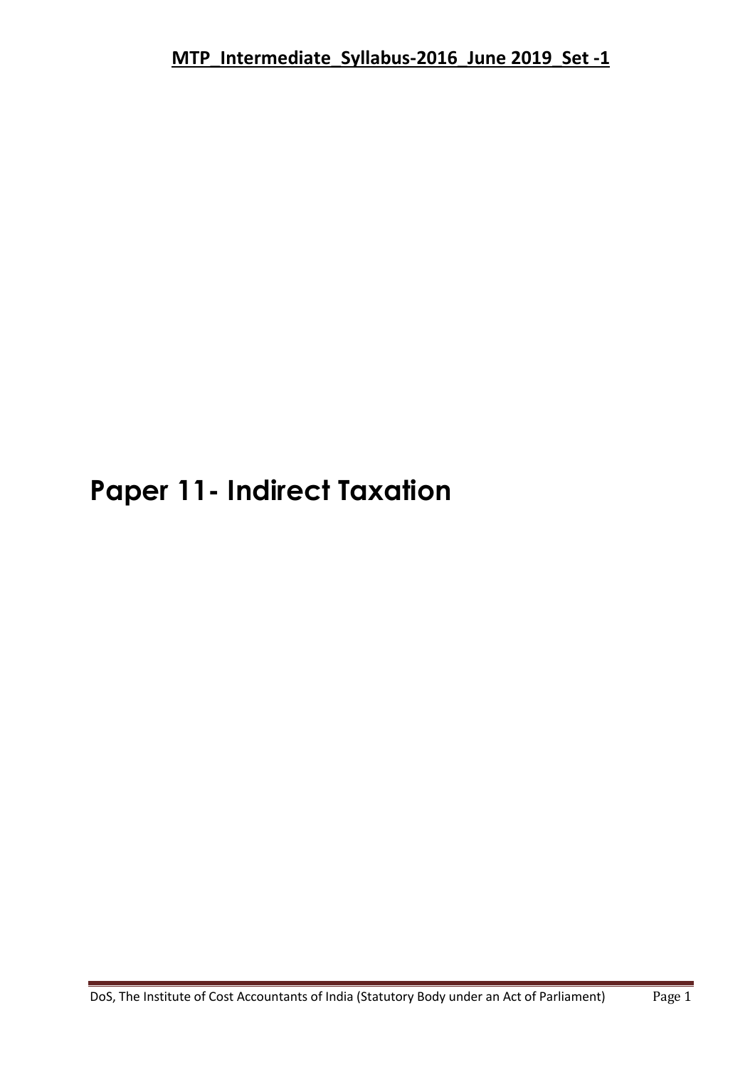**MTP_Intermediate_Syllabus-2016_June 2019_Set -1**

# Paper 11- Indirect Taxation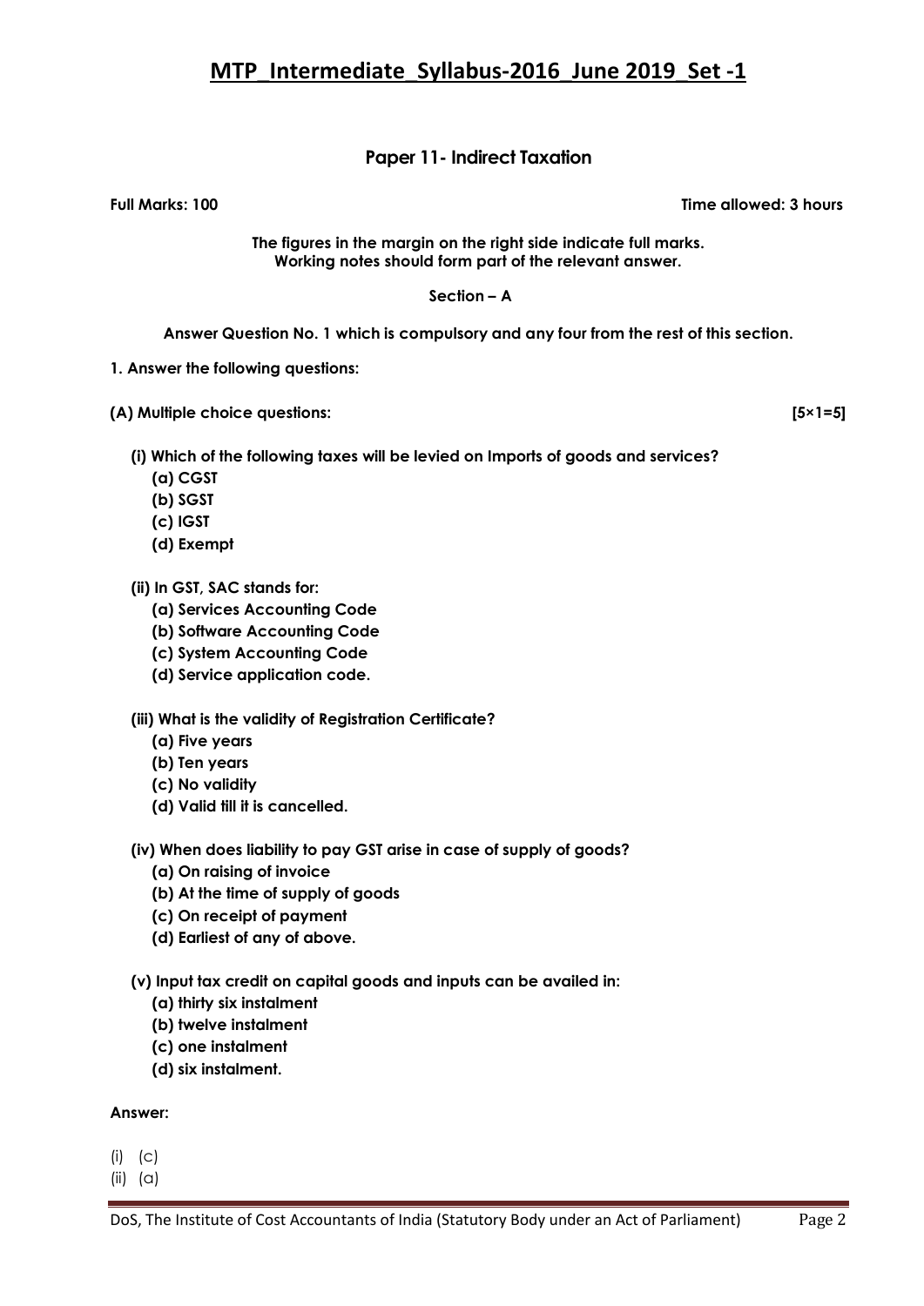# MTP_Intermediate_Syllabus-2016_June 2019_Set -1

## Paper 11- Indirect Taxation

**Full Marks: 100** **Time allowed: 3 hours**

**The figures in the margin on the right side indicate full marks.**
**Working notes should form part of the relevant answer.**

**Section – A**

**Answer Question No. 1 which is compulsory and any four from the rest of this section.**

**1. Answer the following questions:**

**(A) Multiple choice questions:** **[5×1=5]**

**(i) Which of the following taxes will be levied on Imports of goods and services?**
- **(a) CGST**
- **(b) SGST**
- **(c) IGST**
- **(d) Exempt**

**(ii) In GST, SAC stands for:**
- **(a) Services Accounting Code**
- **(b) Software Accounting Code**
- **(c) System Accounting Code**
- **(d) Service application code.**

**(iii) What is the validity of Registration Certificate?**
- **(a) Five years**
- **(b) Ten years**
- **(c) No validity**
- **(d) Valid till it is cancelled.**

**(iv) When does liability to pay GST arise in case of supply of goods?**
- **(a) On raising of invoice**
- **(b) At the time of supply of goods**
- **(c) On receipt of payment**
- **(d) Earliest of any of above.**

**(v) Input tax credit on capital goods and inputs can be availed in:**
- **(a) thirty six instalment**
- **(b) twelve instalment**
- **(c) one instalment**
- **(d) six instalment.**

**Answer:**

(i) (c)
(ii) (a)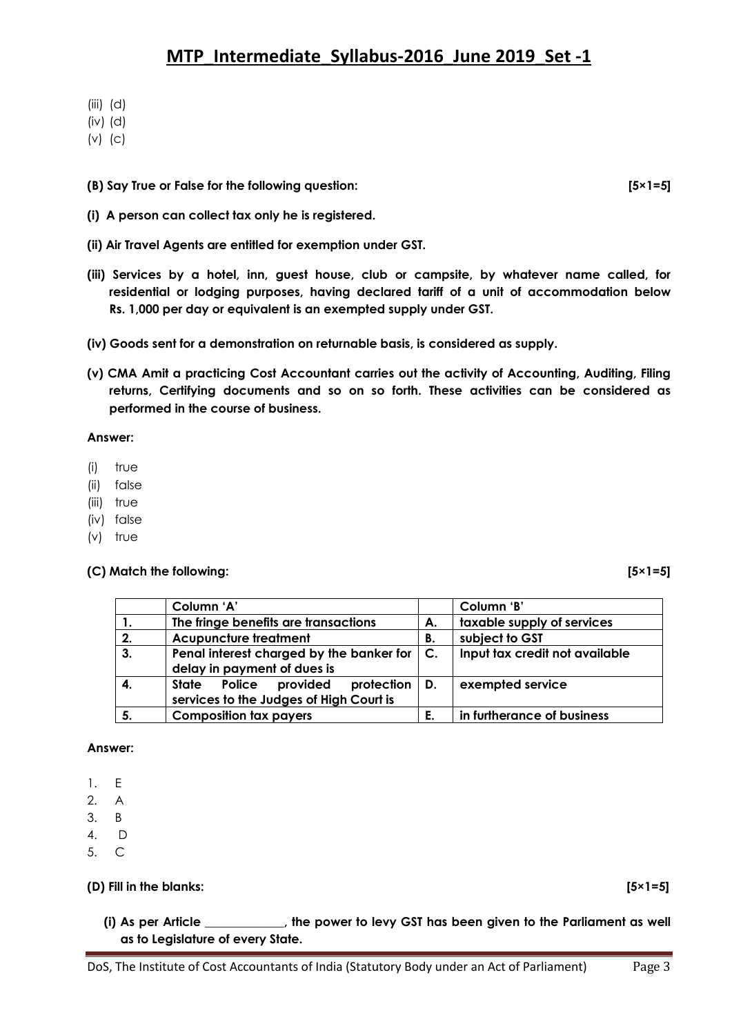(iii) (d)
(iv) (d)
(v) (c)

**(B) Say True or False for the following question: [5×1=5]**

**(i) A person can collect tax only he is registered.**

**(ii) Air Travel Agents are entitled for exemption under GST.**

**(iii) Services by a hotel, inn, guest house, club or campsite, by whatever name called, for residential or lodging purposes, having declared tariff of a unit of accommodation below Rs. 1,000 per day or equivalent is an exempted supply under GST.**

**(iv) Goods sent for a demonstration on returnable basis, is considered as supply.**

**(v) CMA Amit a practicing Cost Accountant carries out the activity of Accounting, Auditing, Filing returns, Certifying documents and so on so forth. These activities can be considered as performed in the course of business.**

**Answer:**

(i) true
(ii) false
(iii) true
(iv) false
(v) true

**(C) Match the following: [5×1=5]**

| | Column 'A' | | Column 'B' |
|---|---|---|---|
| **1.** | **The fringe benefits are transactions** | **A.** | **taxable supply of services** |
| **2.** | **Acupuncture treatment** | **B.** | **subject to GST** |
| **3.** | **Penal interest charged by the banker for delay in payment of dues is** | **C.** | **Input tax credit not available** |
| **4.** | **State Police provided protection services to the Judges of High Court is** | **D.** | **exempted service** |
| **5.** | **Composition tax payers** | **E.** | **in furtherance of business** |

**Answer:**

1. E
2. A
3. B
4. D
5. C

**(D) Fill in the blanks: [5×1=5]**

**(i) As per Article \_\_\_\_\_\_\_\_\_\_\_\_, the power to levy GST has been given to the Parliament as well as to Legislature of every State.**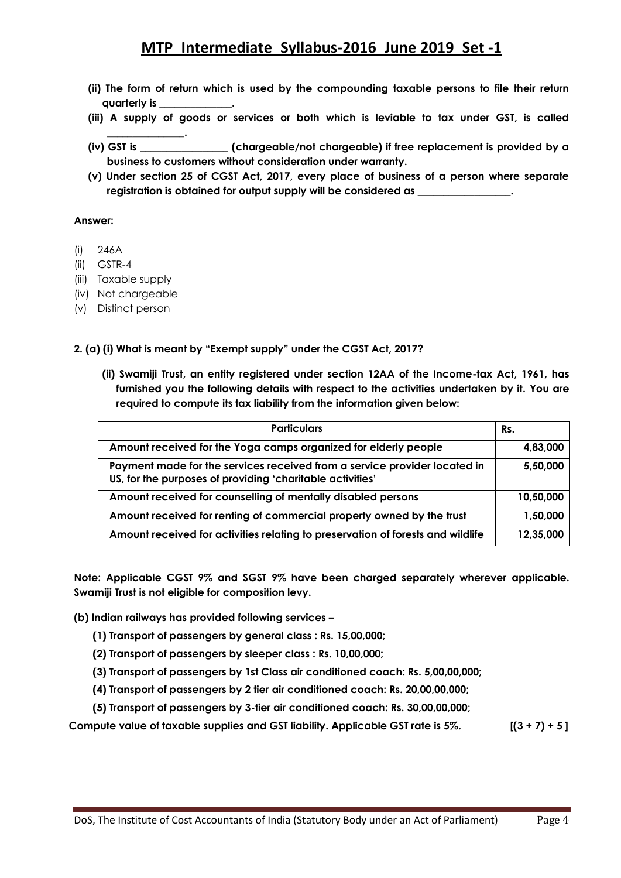**(ii) The form of return which is used by the compounding taxable persons to file their return quarterly is _____________.**

**(iii) A supply of goods or services or both which is leviable to tax under GST, is called _____________.**

**(iv) GST is _______________ (chargeable/not chargeable) if free replacement is provided by a business to customers without consideration under warranty.**

**(v) Under section 25 of CGST Act, 2017, every place of business of a person where separate registration is obtained for output supply will be considered as _________________.**

**Answer:**

(i) 246A
(ii) GSTR-4
(iii) Taxable supply
(iv) Not chargeable
(v) Distinct person

**2. (a) (i) What is meant by "Exempt supply" under the CGST Act, 2017?**

**(ii) Swamiji Trust, an entity registered under section 12AA of the Income-tax Act, 1961, has furnished you the following details with respect to the activities undertaken by it. You are required to compute its tax liability from the information given below:**

| Particulars | Rs. |
|---|---|
| Amount received for the Yoga camps organized for elderly people | 4,83,000 |
| Payment made for the services received from a service provider located in US, for the purposes of providing 'charitable activities' | 5,50,000 |
| Amount received for counselling of mentally disabled persons | 10,50,000 |
| Amount received for renting of commercial property owned by the trust | 1,50,000 |
| Amount received for activities relating to preservation of forests and wildlife | 12,35,000 |

**Note: Applicable CGST 9% and SGST 9% have been charged separately wherever applicable. Swamiji Trust is not eligible for composition levy.**

**(b) Indian railways has provided following services –**

**(1) Transport of passengers by general class : Rs. 15,00,000;**

**(2) Transport of passengers by sleeper class : Rs. 10,00,000;**

**(3) Transport of passengers by 1st Class air conditioned coach: Rs. 5,00,00,000;**

**(4) Transport of passengers by 2 tier air conditioned coach: Rs. 20,00,00,000;**

**(5) Transport of passengers by 3-tier air conditioned coach: Rs. 30,00,00,000;**

**Compute value of taxable supplies and GST liability. Applicable GST rate is 5%. [(3 + 7) + 5 ]**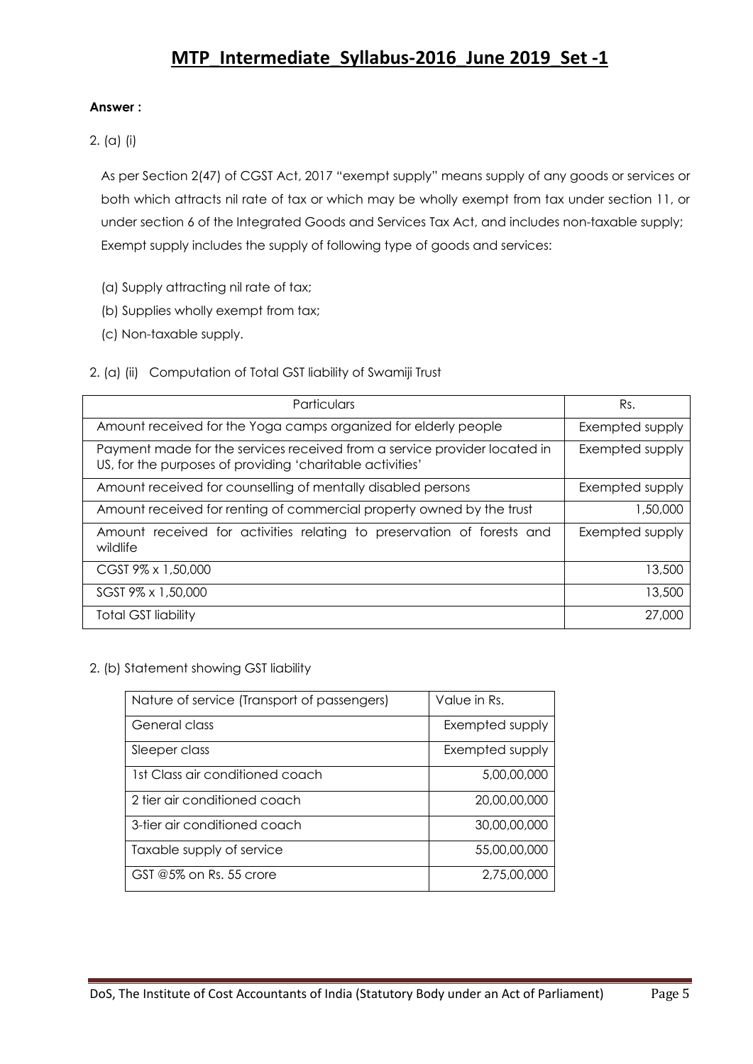**Answer :**

2. (a) (i)

As per Section 2(47) of CGST Act, 2017 "exempt supply" means supply of any goods or services or both which attracts nil rate of tax or which may be wholly exempt from tax under section 11, or under section 6 of the Integrated Goods and Services Tax Act, and includes non-taxable supply; Exempt supply includes the supply of following type of goods and services:

(a) Supply attracting nil rate of tax;

(b) Supplies wholly exempt from tax;

(c) Non-taxable supply.

2. (a) (ii) Computation of Total GST liability of Swamiji Trust

| Particulars | Rs. |
|---|---|
| Amount received for the Yoga camps organized for elderly people | Exempted supply |
| Payment made for the services received from a service provider located in US, for the purposes of providing 'charitable activities' | Exempted supply |
| Amount received for counselling of mentally disabled persons | Exempted supply |
| Amount received for renting of commercial property owned by the trust | 1,50,000 |
| Amount received for activities relating to preservation of forests and wildlife | Exempted supply |
| CGST 9% x 1,50,000 | 13,500 |
| SGST 9% x 1,50,000 | 13,500 |
| Total GST liability | 27,000 |

2. (b) Statement showing GST liability

| Nature of service (Transport of passengers) | Value in Rs. |
|---|---|
| General class | Exempted supply |
| Sleeper class | Exempted supply |
| 1st Class air conditioned coach | 5,00,00,000 |
| 2 tier air conditioned coach | 20,00,00,000 |
| 3-tier air conditioned coach | 30,00,00,000 |
| Taxable supply of service | 55,00,00,000 |
| GST @5% on Rs. 55 crore | 2,75,00,000 |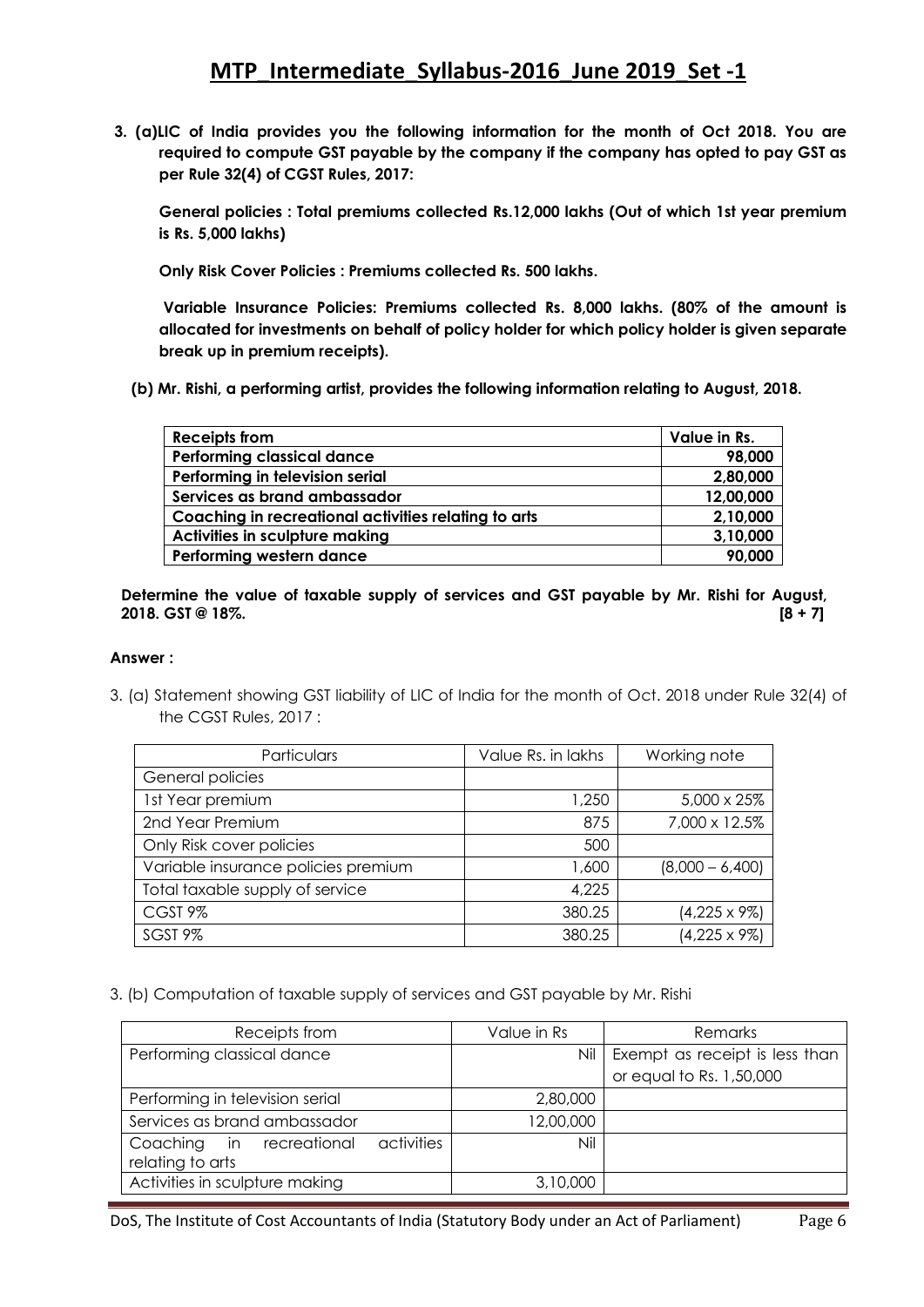**3. (a) LIC of India provides you the following information for the month of Oct 2018. You are required to compute GST payable by the company if the company has opted to pay GST as per Rule 32(4) of CGST Rules, 2017:**

**General policies : Total premiums collected Rs.12,000 lakhs (Out of which 1st year premium is Rs. 5,000 lakhs)**

**Only Risk Cover Policies : Premiums collected Rs. 500 lakhs.**

**Variable Insurance Policies: Premiums collected Rs. 8,000 lakhs. (80% of the amount is allocated for investments on behalf of policy holder for which policy holder is given separate break up in premium receipts).**

**(b) Mr. Rishi, a performing artist, provides the following information relating to August, 2018.**

| Receipts from | Value in Rs. |
|---|---|
| Performing classical dance | 98,000 |
| Performing in television serial | 2,80,000 |
| Services as brand ambassador | 12,00,000 |
| Coaching in recreational activities relating to arts | 2,10,000 |
| Activities in sculpture making | 3,10,000 |
| Performing western dance | 90,000 |

**Determine the value of taxable supply of services and GST payable by Mr. Rishi for August, 2018. GST @ 18%. [8 + 7]**

**Answer :**

3. (a) Statement showing GST liability of LIC of India for the month of Oct. 2018 under Rule 32(4) of the CGST Rules, 2017 :

| Particulars | Value Rs. in lakhs | Working note |
|---|---|---|
| General policies | | |
| 1st Year premium | 1,250 | 5,000 x 25% |
| 2nd Year Premium | 875 | 7,000 x 12.5% |
| Only Risk cover policies | 500 | |
| Variable insurance policies premium | 1,600 | (8,000 – 6,400) |
| Total taxable supply of service | 4,225 | |
| CGST 9% | 380.25 | (4,225 x 9%) |
| SGST 9% | 380.25 | (4,225 x 9%) |

3. (b) Computation of taxable supply of services and GST payable by Mr. Rishi

| Receipts from | Value in Rs | Remarks |
|---|---|---|
| Performing classical dance | Nil | Exempt as receipt is less than or equal to Rs. 1,50,000 |
| Performing in television serial | 2,80,000 | |
| Services as brand ambassador | 12,00,000 | |
| Coaching in recreational activities relating to arts | Nil | |
| Activities in sculpture making | 3,10,000 | |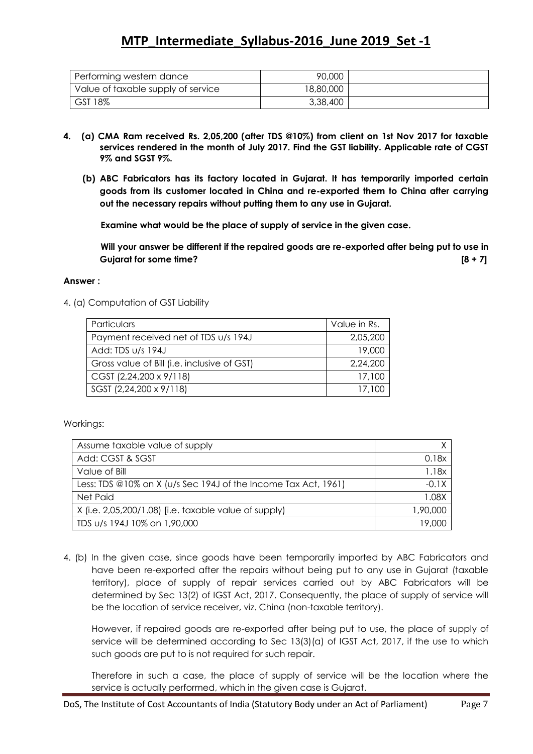| Performing western dance | 90,000 | |
|---|---|---|
| Value of taxable supply of service | 18,80,000 | |
| GST 18% | 3,38,400 | |

**4. (a) CMA Ram received Rs. 2,05,200 (after TDS @10%) from client on 1st Nov 2017 for taxable services rendered in the month of July 2017. Find the GST liability. Applicable rate of CGST 9% and SGST 9%.**

**(b) ABC Fabricators has its factory located in Gujarat. It has temporarily imported certain goods from its customer located in China and re-exported them to China after carrying out the necessary repairs without putting them to any use in Gujarat.**

**Examine what would be the place of supply of service in the given case.**

**Will your answer be different if the repaired goods are re-exported after being put to use in Gujarat for some time? [8 + 7]**

**Answer :**

4. (a) Computation of GST Liability

| Particulars | Value in Rs. |
|---|---|
| Payment received net of TDS u/s 194J | 2,05,200 |
| Add: TDS u/s 194J | 19,000 |
| Gross value of Bill (i.e. inclusive of GST) | 2,24,200 |
| CGST (2,24,200 x 9/118) | 17,100 |
| SGST (2,24,200 x 9/118) | 17,100 |

Workings:

| Assume taxable value of supply | X |
|---|---|
| Add: CGST & SGST | 0.18x |
| Value of Bill | 1.18x |
| Less: TDS @10% on X (u/s Sec 194J of the Income Tax Act, 1961) | -0.1X |
| Net Paid | 1.08X |
| X (i.e. 2,05,200/1.08) [i.e. taxable value of supply) | 1,90,000 |
| TDS u/s 194J 10% on 1,90,000 | 19,000 |

4. (b) In the given case, since goods have been temporarily imported by ABC Fabricators and have been re-exported after the repairs without being put to any use in Gujarat (taxable territory), place of supply of repair services carried out by ABC Fabricators will be determined by Sec 13(2) of IGST Act, 2017. Consequently, the place of supply of service will be the location of service receiver, viz. China (non-taxable territory).

However, if repaired goods are re-exported after being put to use, the place of supply of service will be determined according to Sec 13(3)(a) of IGST Act, 2017, if the use to which such goods are put to is not required for such repair.

Therefore in such a case, the place of supply of service will be the location where the service is actually performed, which in the given case is Gujarat.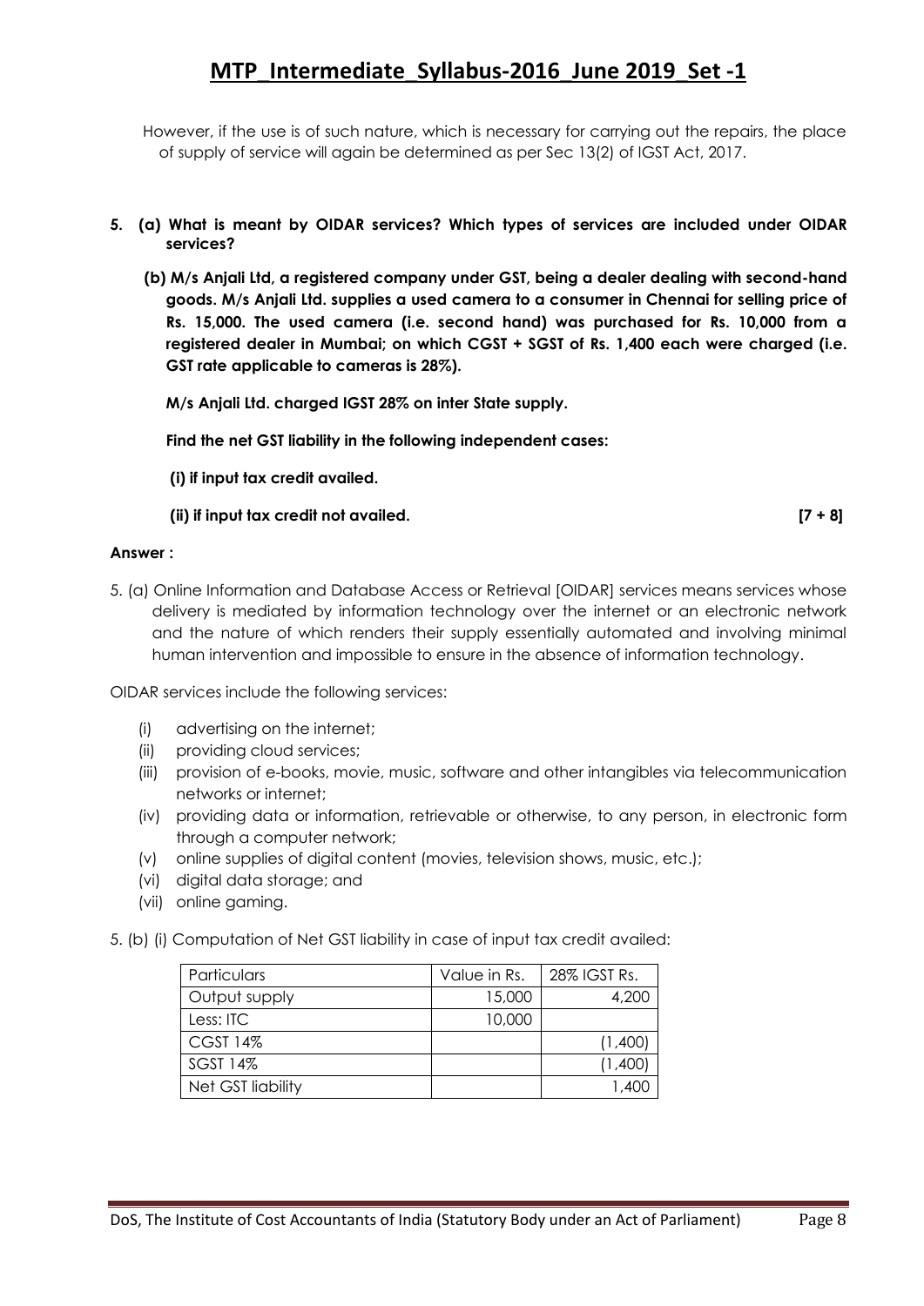However, if the use is of such nature, which is necessary for carrying out the repairs, the place of supply of service will again be determined as per Sec 13(2) of IGST Act, 2017.

**5. (a) What is meant by OIDAR services? Which types of services are included under OIDAR services?**

**(b) M/s Anjali Ltd, a registered company under GST, being a dealer dealing with second-hand goods. M/s Anjali Ltd. supplies a used camera to a consumer in Chennai for selling price of Rs. 15,000. The used camera (i.e. second hand) was purchased for Rs. 10,000 from a registered dealer in Mumbai; on which CGST + SGST of Rs. 1,400 each were charged (i.e. GST rate applicable to cameras is 28%).**

**M/s Anjali Ltd. charged IGST 28% on inter State supply.**

**Find the net GST liability in the following independent cases:**

**(i) if input tax credit availed.**

**(ii) if input tax credit not availed. [7 + 8]**

**Answer :**

5. (a) Online Information and Database Access or Retrieval [OIDAR] services means services whose delivery is mediated by information technology over the internet or an electronic network and the nature of which renders their supply essentially automated and involving minimal human intervention and impossible to ensure in the absence of information technology.

OIDAR services include the following services:

(i) advertising on the internet;
(ii) providing cloud services;
(iii) provision of e-books, movie, music, software and other intangibles via telecommunication networks or internet;
(iv) providing data or information, retrievable or otherwise, to any person, in electronic form through a computer network;
(v) online supplies of digital content (movies, television shows, music, etc.);
(vi) digital data storage; and
(vii) online gaming.

5. (b) (i) Computation of Net GST liability in case of input tax credit availed:

| Particulars | Value in Rs. | 28% IGST Rs. |
|---|---|---|
| Output supply | 15,000 | 4,200 |
| Less: ITC | 10,000 | |
| CGST 14% | | (1,400) |
| SGST 14% | | (1,400) |
| Net GST liability | | 1,400 |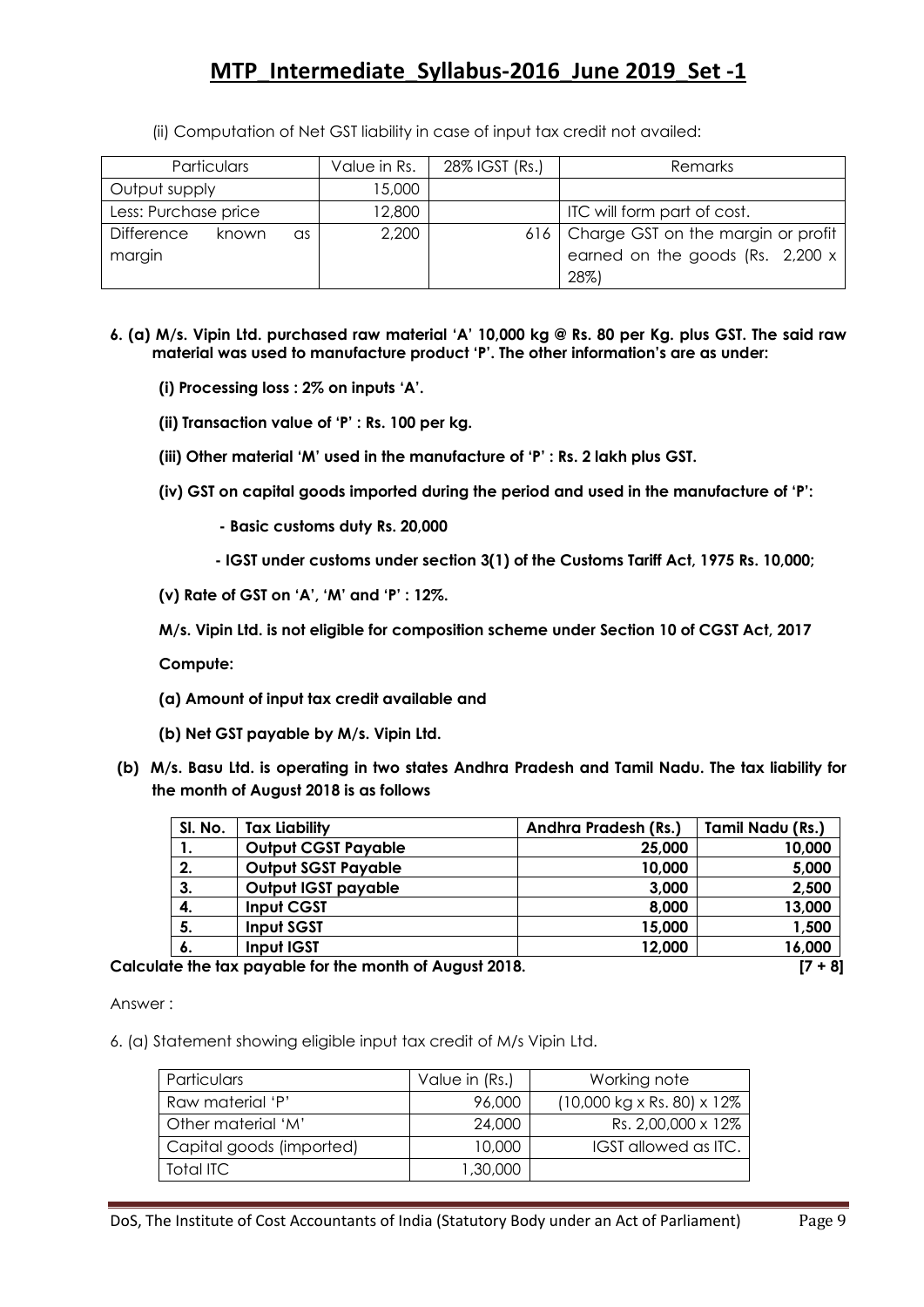(ii) Computation of Net GST liability in case of input tax credit not availed:

| Particulars | Value in Rs. | 28% IGST (Rs.) | Remarks |
|---|---|---|---|
| Output supply | 15,000 | | |
| Less: Purchase price | 12,800 | | ITC will form part of cost. |
| Difference known as margin | 2,200 | 616 | Charge GST on the margin or profit earned on the goods (Rs. 2,200 x 28%) |

**6. (a) M/s. Vipin Ltd. purchased raw material 'A' 10,000 kg @ Rs. 80 per Kg. plus GST. The said raw material was used to manufacture product 'P'. The other information's are as under:**

**(i) Processing loss : 2% on inputs 'A'.**

**(ii) Transaction value of 'P' : Rs. 100 per kg.**

**(iii) Other material 'M' used in the manufacture of 'P' : Rs. 2 lakh plus GST.**

**(iv) GST on capital goods imported during the period and used in the manufacture of 'P':**

**- Basic customs duty Rs. 20,000**

**- IGST under customs under section 3(1) of the Customs Tariff Act, 1975 Rs. 10,000;**

**(v) Rate of GST on 'A', 'M' and 'P' : 12%.**

**M/s. Vipin Ltd. is not eligible for composition scheme under Section 10 of CGST Act, 2017**

**Compute:**

**(a) Amount of input tax credit available and**

**(b) Net GST payable by M/s. Vipin Ltd.**

**(b) M/s. Basu Ltd. is operating in two states Andhra Pradesh and Tamil Nadu. The tax liability for the month of August 2018 is as follows**

| Sl. No. | Tax Liability | Andhra Pradesh (Rs.) | Tamil Nadu (Rs.) |
|---|---|---|---|
| 1. | Output CGST Payable | 25,000 | 10,000 |
| 2. | Output SGST Payable | 10,000 | 5,000 |
| 3. | Output IGST payable | 3,000 | 2,500 |
| 4. | Input CGST | 8,000 | 13,000 |
| 5. | Input SGST | 15,000 | 1,500 |
| 6. | Input IGST | 12,000 | 16,000 |

**Calculate the tax payable for the month of August 2018.** **[7 + 8]**

Answer :

6. (a) Statement showing eligible input tax credit of M/s Vipin Ltd.

| Particulars | Value in (Rs.) | Working note |
|---|---|---|
| Raw material 'P' | 96,000 | (10,000 kg x Rs. 80) x 12% |
| Other material 'M' | 24,000 | Rs. 2,00,000 x 12% |
| Capital goods (imported) | 10,000 | IGST allowed as ITC. |
| Total ITC | 1,30,000 | |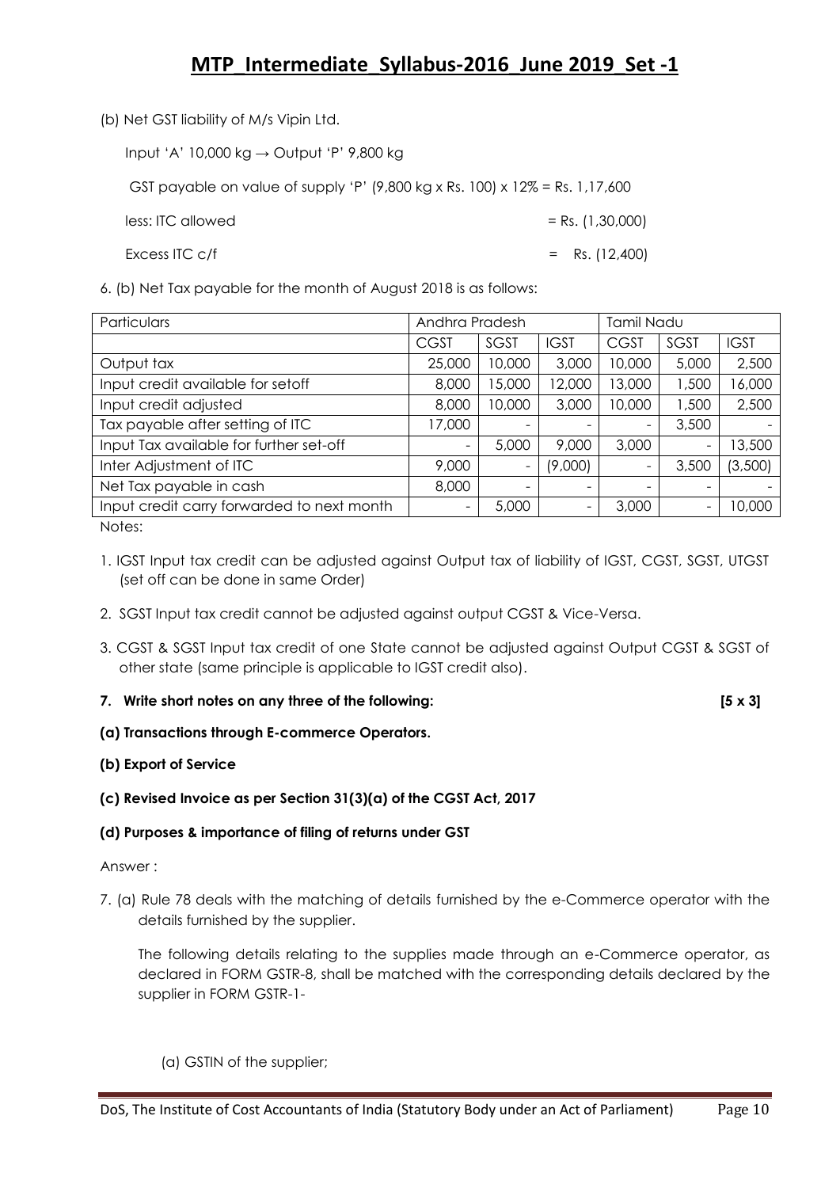(b) Net GST liability of M/s Vipin Ltd.

Input 'A' 10,000 kg → Output 'P' 9,800 kg

GST payable on value of supply 'P' (9,800 kg x Rs. 100) x 12% = Rs. 1,17,600

less: ITC allowed = Rs. (1,30,000)

Excess ITC c/f = Rs. (12,400)

6. (b) Net Tax payable for the month of August 2018 is as follows:

| Particulars | Andhra Pradesh | | | Tamil Nadu | | |
|---|---|---|---|---|---|---|
| | CGST | SGST | IGST | CGST | SGST | IGST |
| Output tax | 25,000 | 10,000 | 3,000 | 10,000 | 5,000 | 2,500 |
| Input credit available for setoff | 8,000 | 15,000 | 12,000 | 13,000 | 1,500 | 16,000 |
| Input credit adjusted | 8,000 | 10,000 | 3,000 | 10,000 | 1,500 | 2,500 |
| Tax payable after setting of ITC | 17,000 | - | - | - | 3,500 | - |
| Input Tax available for further set-off | - | 5,000 | 9,000 | 3,000 | - | 13,500 |
| Inter Adjustment of ITC | 9,000 | - | (9,000) | - | 3,500 | (3,500) |
| Net Tax payable in cash | 8,000 | - | - | - | - | - |
| Input credit carry forwarded to next month | - | 5,000 | - | 3,000 | - | 10,000 |

Notes:

1. IGST Input tax credit can be adjusted against Output tax of liability of IGST, CGST, SGST, UTGST (set off can be done in same Order)
2. SGST Input tax credit cannot be adjusted against output CGST & Vice-Versa.
3. CGST & SGST Input tax credit of one State cannot be adjusted against Output CGST & SGST of other state (same principle is applicable to IGST credit also).

**7. Write short notes on any three of the following: [5 x 3]**

**(a) Transactions through E-commerce Operators.**

**(b) Export of Service**

**(c) Revised Invoice as per Section 31(3)(a) of the CGST Act, 2017**

**(d) Purposes & importance of filing of returns under GST**

Answer :

7. (a) Rule 78 deals with the matching of details furnished by the e-Commerce operator with the details furnished by the supplier.

The following details relating to the supplies made through an e-Commerce operator, as declared in FORM GSTR-8, shall be matched with the corresponding details declared by the supplier in FORM GSTR-1-

(a) GSTIN of the supplier;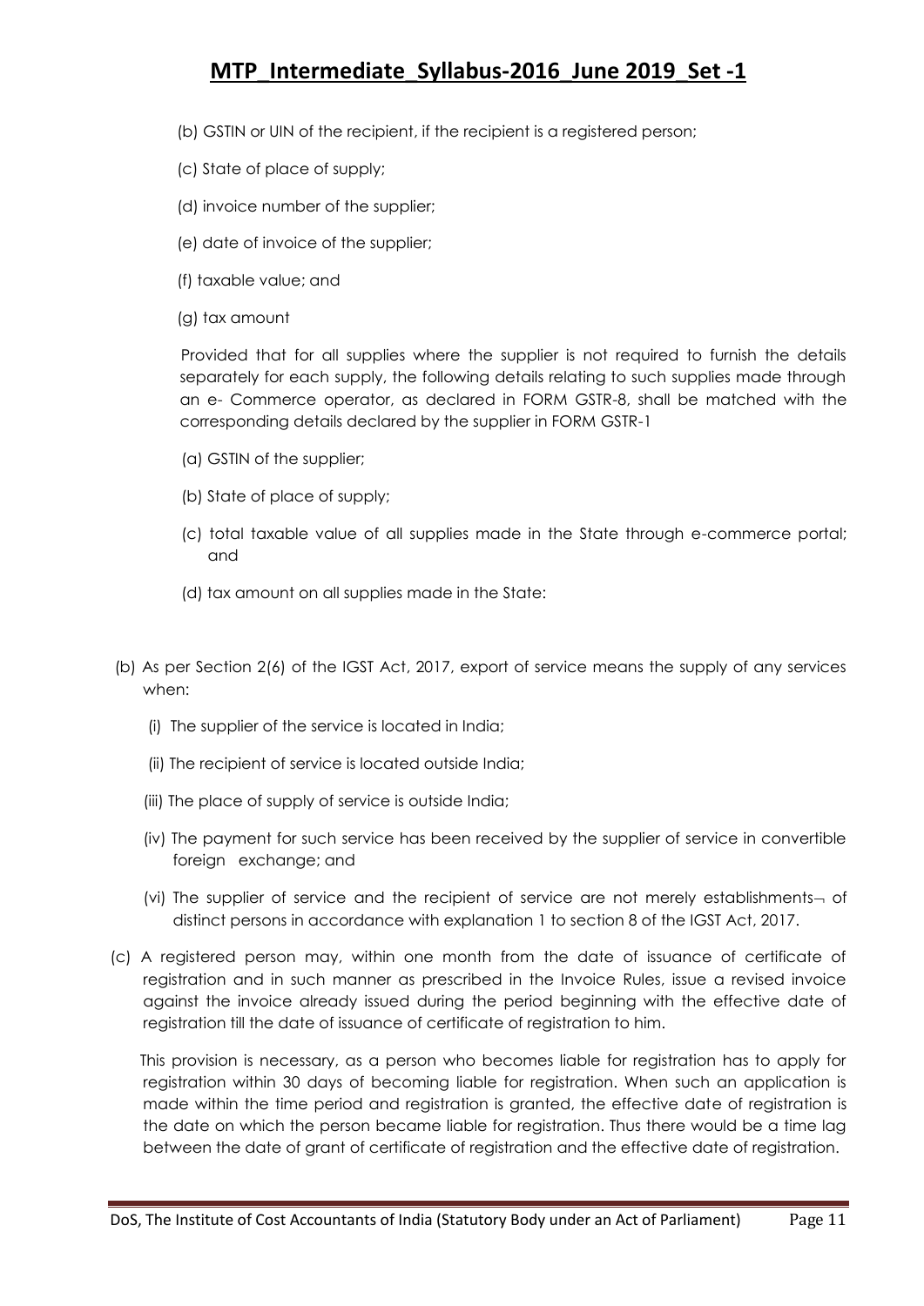(b) GSTIN or UIN of the recipient, if the recipient is a registered person;

(c) State of place of supply;

(d) invoice number of the supplier;

(e) date of invoice of the supplier;

(f) taxable value; and

(g) tax amount

Provided that for all supplies where the supplier is not required to furnish the details separately for each supply, the following details relating to such supplies made through an e- Commerce operator, as declared in FORM GSTR-8, shall be matched with the corresponding details declared by the supplier in FORM GSTR-1

(a) GSTIN of the supplier;

(b) State of place of supply;

(c) total taxable value of all supplies made in the State through e-commerce portal; and

(d) tax amount on all supplies made in the State:

(b) As per Section 2(6) of the IGST Act, 2017, export of service means the supply of any services when:

(i) The supplier of the service is located in India;

(ii) The recipient of service is located outside India;

(iii) The place of supply of service is outside India;

(iv) The payment for such service has been received by the supplier of service in convertible foreign exchange; and

(vi) The supplier of service and the recipient of service are not merely establishments¬ of distinct persons in accordance with explanation 1 to section 8 of the IGST Act, 2017.

(c) A registered person may, within one month from the date of issuance of certificate of registration and in such manner as prescribed in the Invoice Rules, issue a revised invoice against the invoice already issued during the period beginning with the effective date of registration till the date of issuance of certificate of registration to him.

This provision is necessary, as a person who becomes liable for registration has to apply for registration within 30 days of becoming liable for registration. When such an application is made within the time period and registration is granted, the effective date of registration is the date on which the person became liable for registration. Thus there would be a time lag between the date of grant of certificate of registration and the effective date of registration.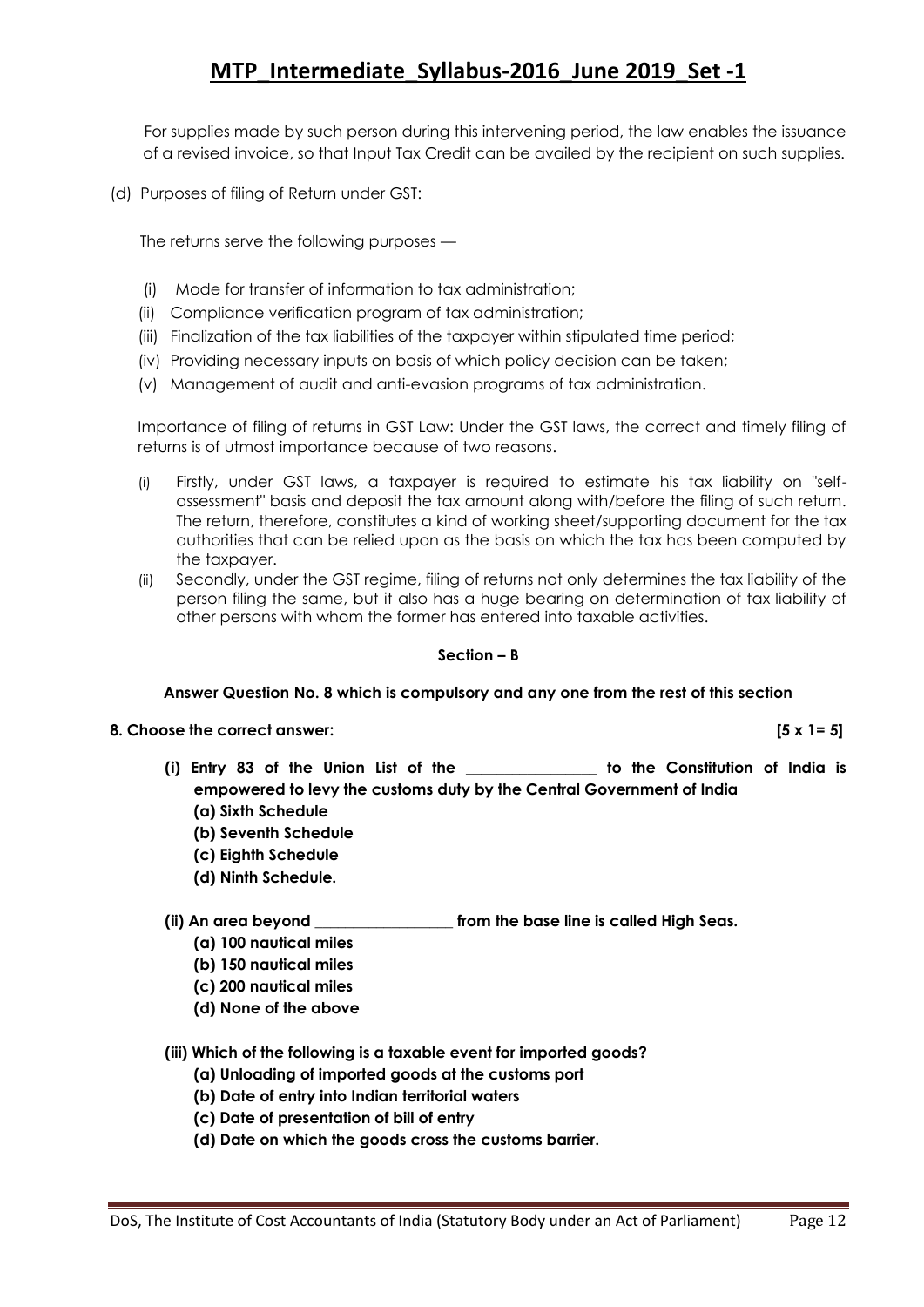For supplies made by such person during this intervening period, the law enables the issuance of a revised invoice, so that Input Tax Credit can be availed by the recipient on such supplies.

(d) Purposes of filing of Return under GST:

The returns serve the following purposes —

(i) Mode for transfer of information to tax administration;
(ii) Compliance verification program of tax administration;
(iii) Finalization of the tax liabilities of the taxpayer within stipulated time period;
(iv) Providing necessary inputs on basis of which policy decision can be taken;
(v) Management of audit and anti-evasion programs of tax administration.

Importance of filing of returns in GST Law: Under the GST laws, the correct and timely filing of returns is of utmost importance because of two reasons.

(i) Firstly, under GST laws, a taxpayer is required to estimate his tax liability on "self-assessment" basis and deposit the tax amount along with/before the filing of such return. The return, therefore, constitutes a kind of working sheet/supporting document for the tax authorities that can be relied upon as the basis on which the tax has been computed by the taxpayer.
(ii) Secondly, under the GST regime, filing of returns not only determines the tax liability of the person filing the same, but it also has a huge bearing on determination of tax liability of other persons with whom the former has entered into taxable activities.

**Section – B**

**Answer Question No. 8 which is compulsory and any one from the rest of this section**

**8. Choose the correct answer: [5 x 1= 5]**

**(i) Entry 83 of the Union List of the ________________ to the Constitution of India is empowered to levy the customs duty by the Central Government of India**

**(a) Sixth Schedule**
**(b) Seventh Schedule**
**(c) Eighth Schedule**
**(d) Ninth Schedule.**

**(ii) An area beyond _________________ from the base line is called High Seas.**

**(a) 100 nautical miles**
**(b) 150 nautical miles**
**(c) 200 nautical miles**
**(d) None of the above**

**(iii) Which of the following is a taxable event for imported goods?**

**(a) Unloading of imported goods at the customs port**
**(b) Date of entry into Indian territorial waters**
**(c) Date of presentation of bill of entry**
**(d) Date on which the goods cross the customs barrier.**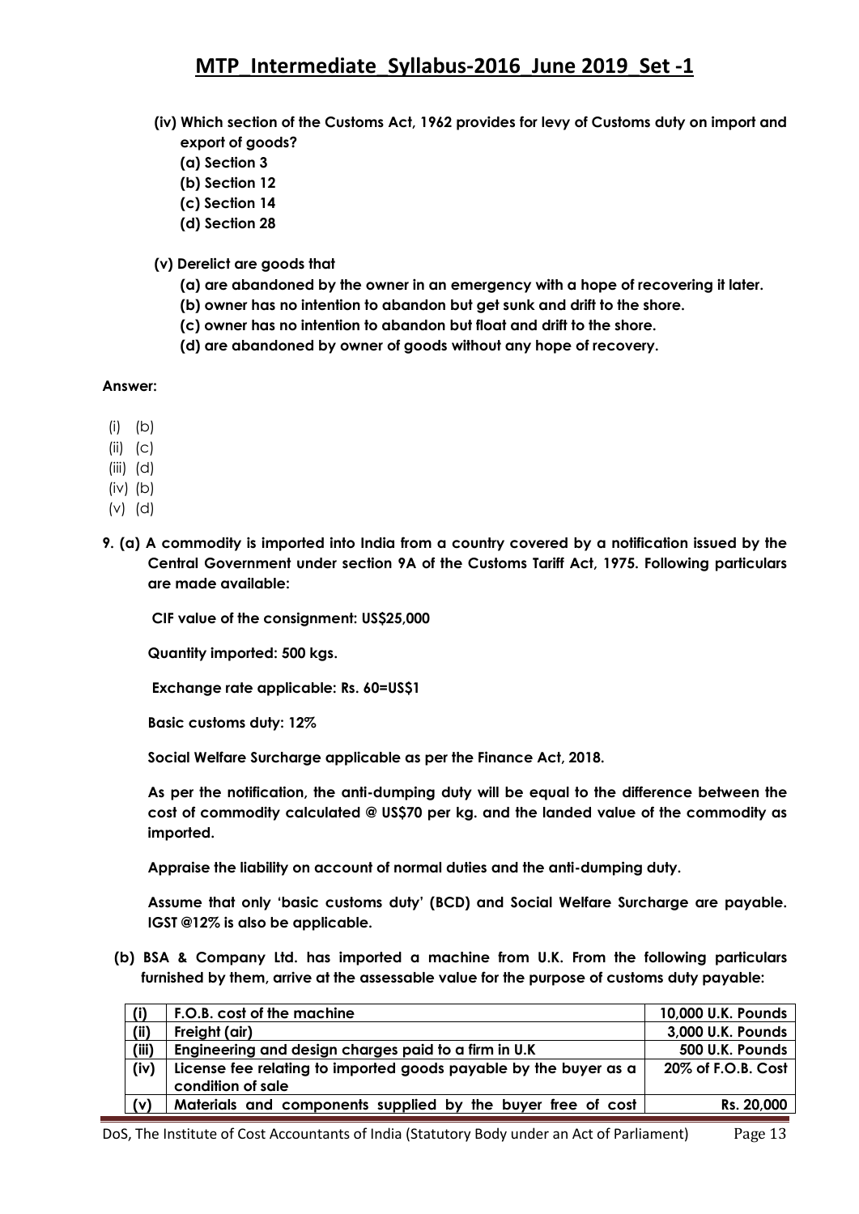**(iv) Which section of the Customs Act, 1962 provides for levy of Customs duty on import and export of goods?**

**(a) Section 3**

**(b) Section 12**

**(c) Section 14**

**(d) Section 28**

**(v) Derelict are goods that**

**(a) are abandoned by the owner in an emergency with a hope of recovering it later.**

**(b) owner has no intention to abandon but get sunk and drift to the shore.**

**(c) owner has no intention to abandon but float and drift to the shore.**

**(d) are abandoned by owner of goods without any hope of recovery.**

**Answer:**

(i) (b)

(ii) (c)

(iii) (d)

(iv) (b)

(v) (d)

**9. (a) A commodity is imported into India from a country covered by a notification issued by the Central Government under section 9A of the Customs Tariff Act, 1975. Following particulars are made available:**

**CIF value of the consignment: US$25,000**

**Quantity imported: 500 kgs.**

**Exchange rate applicable: Rs. 60=US$1**

**Basic customs duty: 12%**

**Social Welfare Surcharge applicable as per the Finance Act, 2018.**

**As per the notification, the anti-dumping duty will be equal to the difference between the cost of commodity calculated @ US$70 per kg. and the landed value of the commodity as imported.**

**Appraise the liability on account of normal duties and the anti-dumping duty.**

**Assume that only 'basic customs duty' (BCD) and Social Welfare Surcharge are payable. IGST @12% is also be applicable.**

**(b) BSA & Company Ltd. has imported a machine from U.K. From the following particulars furnished by them, arrive at the assessable value for the purpose of customs duty payable:**

| | | |
|---|---|---|
| **(i)** | **F.O.B. cost of the machine** | **10,000 U.K. Pounds** |
| **(ii)** | **Freight (air)** | **3,000 U.K. Pounds** |
| **(iii)** | **Engineering and design charges paid to a firm in U.K** | **500 U.K. Pounds** |
| **(iv)** | **License fee relating to imported goods payable by the buyer as a condition of sale** | **20% of F.O.B. Cost** |
| **(v)** | **Materials and components supplied by the buyer free of cost** | **Rs. 20,000** |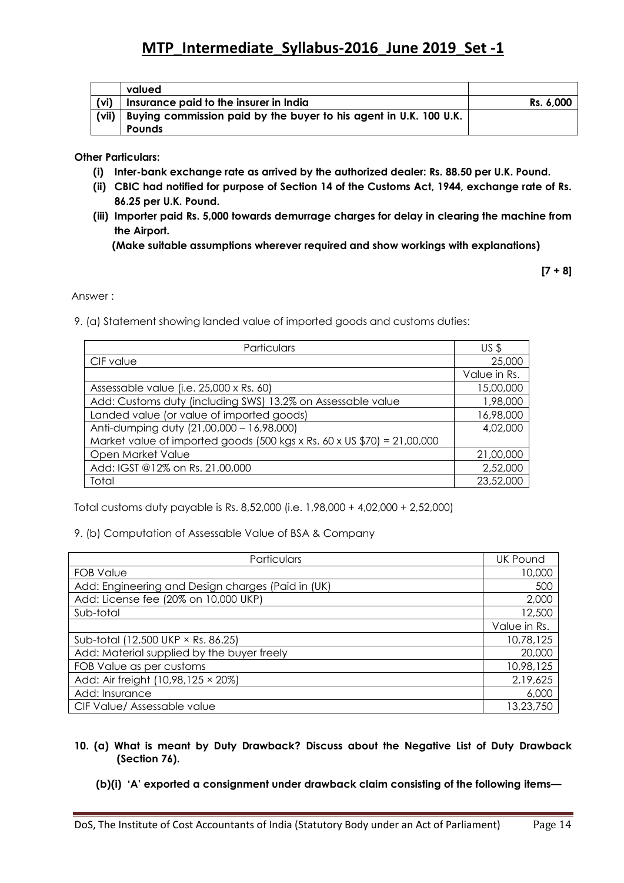|  | valued |  |
| --- | --- | --- |
| (vi) | Insurance paid to the insurer in India | Rs. 6,000 |
| (vii) | Buying commission paid by the buyer to his agent in U.K. 100 U.K. Pounds |  |

**Other Particulars:**

**(i) Inter-bank exchange rate as arrived by the authorized dealer: Rs. 88.50 per U.K. Pound.**

**(ii) CBIC had notified for purpose of Section 14 of the Customs Act, 1944, exchange rate of Rs. 86.25 per U.K. Pound.**

**(iii) Importer paid Rs. 5,000 towards demurrage charges for delay in clearing the machine from the Airport.**

**(Make suitable assumptions wherever required and show workings with explanations)**

**[7 + 8]**

Answer :

9. (a) Statement showing landed value of imported goods and customs duties:

| Particulars | US $ |
| --- | --- |
| CIF value | 25,000 |
|  | Value in Rs. |
| Assessable value (i.e. 25,000 x Rs. 60) | 15,00,000 |
| Add: Customs duty (including SWS) 13.2% on Assessable value | 1,98,000 |
| Landed value (or value of imported goods) | 16,98,000 |
| Anti-dumping duty (21,00,000 – 16,98,000)<br>Market value of imported goods (500 kgs x Rs. 60 x US $70) = 21,00,000 | 4,02,000 |
| Open Market Value | 21,00,000 |
| Add: IGST @12% on Rs. 21,00,000 | 2,52,000 |
| Total | 23,52,000 |

Total customs duty payable is Rs. 8,52,000 (i.e. 1,98,000 + 4,02,000 + 2,52,000)

9. (b) Computation of Assessable Value of BSA & Company

| Particulars | UK Pound |
| --- | --- |
| FOB Value | 10,000 |
| Add: Engineering and Design charges (Paid in (UK) | 500 |
| Add: License fee (20% on 10,000 UKP) | 2,000 |
| Sub-total | 12,500 |
|  | Value in Rs. |
| Sub-total (12,500 UKP × Rs. 86.25) | 10,78,125 |
| Add: Material supplied by the buyer freely | 20,000 |
| FOB Value as per customs | 10,98,125 |
| Add: Air freight (10,98,125 × 20%) | 2,19,625 |
| Add: Insurance | 6,000 |
| CIF Value/ Assessable value | 13,23,750 |

**10. (a) What is meant by Duty Drawback? Discuss about the Negative List of Duty Drawback (Section 76).**

**(b)(i) 'A' exported a consignment under drawback claim consisting of the following items—**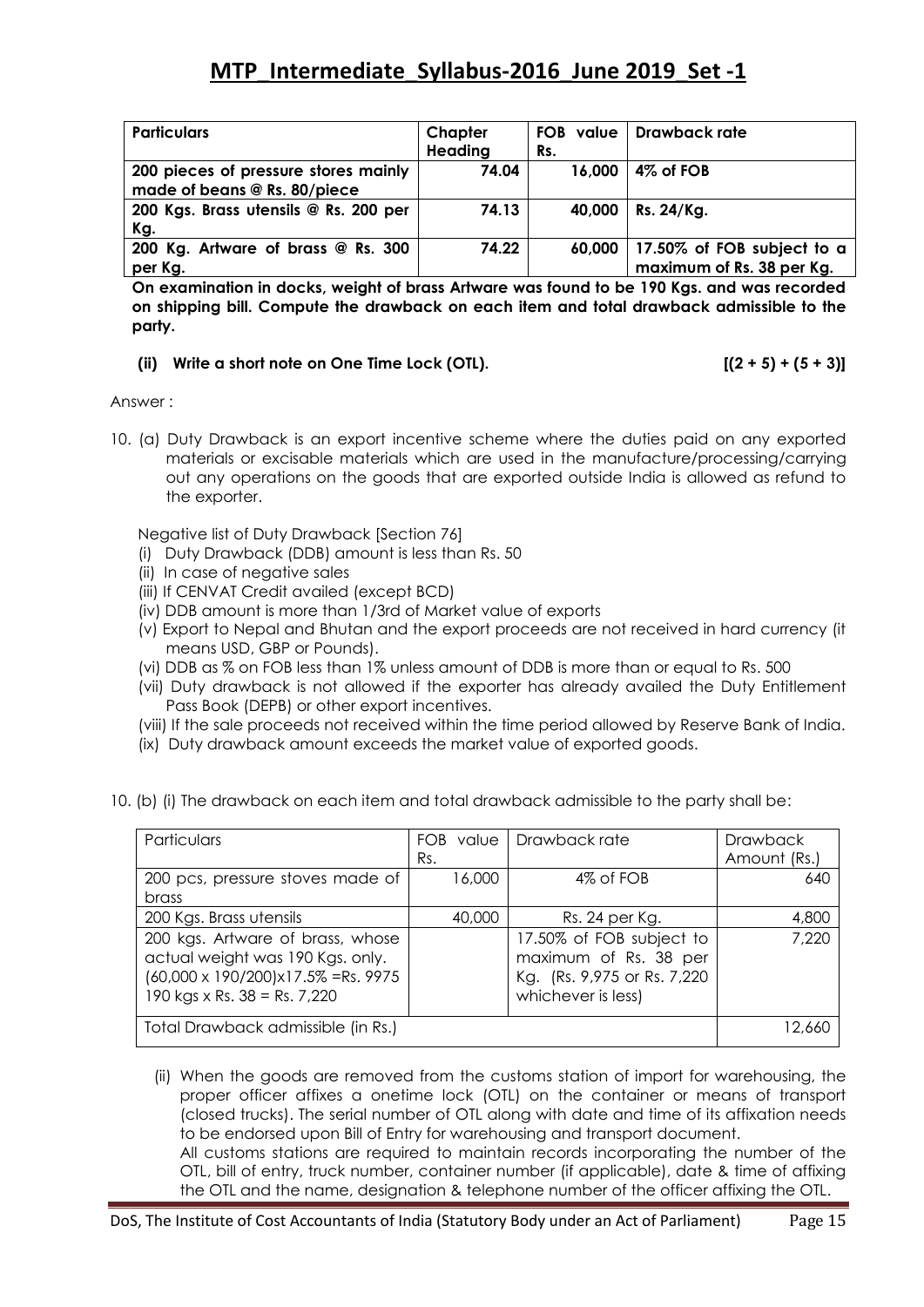| Particulars | Chapter Heading | FOB value Rs. | Drawback rate |
|---|---|---|---|
| **200 pieces of pressure stores mainly made of beans @ Rs. 80/piece** | **74.04** | **16,000** | **4% of FOB** |
| **200 Kgs. Brass utensils @ Rs. 200 per Kg.** | **74.13** | **40,000** | **Rs. 24/Kg.** |
| **200 Kg. Artware of brass @ Rs. 300 per Kg.** | **74.22** | **60,000** | **17.50% of FOB subject to a maximum of Rs. 38 per Kg.** |

**On examination in docks, weight of brass Artware was found to be 190 Kgs. and was recorded on shipping bill. Compute the drawback on each item and total drawback admissible to the party.**

**(ii) Write a short note on One Time Lock (OTL).** **[(2 + 5) + (5 + 3)]**

Answer :

10. (a) Duty Drawback is an export incentive scheme where the duties paid on any exported materials or excisable materials which are used in the manufacture/processing/carrying out any operations on the goods that are exported outside India is allowed as refund to the exporter.

Negative list of Duty Drawback [Section 76]

(i) Duty Drawback (DDB) amount is less than Rs. 50

(ii) In case of negative sales

(iii) If CENVAT Credit availed (except BCD)

(iv) DDB amount is more than 1/3rd of Market value of exports

(v) Export to Nepal and Bhutan and the export proceeds are not received in hard currency (it means USD, GBP or Pounds).

(vi) DDB as % on FOB less than 1% unless amount of DDB is more than or equal to Rs. 500

(vii) Duty drawback is not allowed if the exporter has already availed the Duty Entitlement Pass Book (DEPB) or other export incentives.

(viii) If the sale proceeds not received within the time period allowed by Reserve Bank of India.

(ix) Duty drawback amount exceeds the market value of exported goods.

10. (b) (i) The drawback on each item and total drawback admissible to the party shall be:

| Particulars | FOB value Rs. | Drawback rate | Drawback Amount (Rs.) |
|---|---|---|---|
| 200 pcs, pressure stoves made of brass | 16,000 | 4% of FOB | 640 |
| 200 Kgs. Brass utensils | 40,000 | Rs. 24 per Kg. | 4,800 |
| 200 kgs. Artware of brass, whose actual weight was 190 Kgs. only. (60,000 x 190/200)x17.5% =Rs. 9975 190 kgs x Rs. 38 = Rs. 7,220 | | 17.50% of FOB subject to maximum of Rs. 38 per Kg. (Rs. 9,975 or Rs. 7,220 whichever is less) | 7,220 |
| Total Drawback admissible (in Rs.) | | | 12,660 |

(ii) When the goods are removed from the customs station of import for warehousing, the proper officer affixes a onetime lock (OTL) on the container or means of transport (closed trucks). The serial number of OTL along with date and time of its affixation needs to be endorsed upon Bill of Entry for warehousing and transport document.

All customs stations are required to maintain records incorporating the number of the OTL, bill of entry, truck number, container number (if applicable), date & time of affixing the OTL and the name, designation & telephone number of the officer affixing the OTL.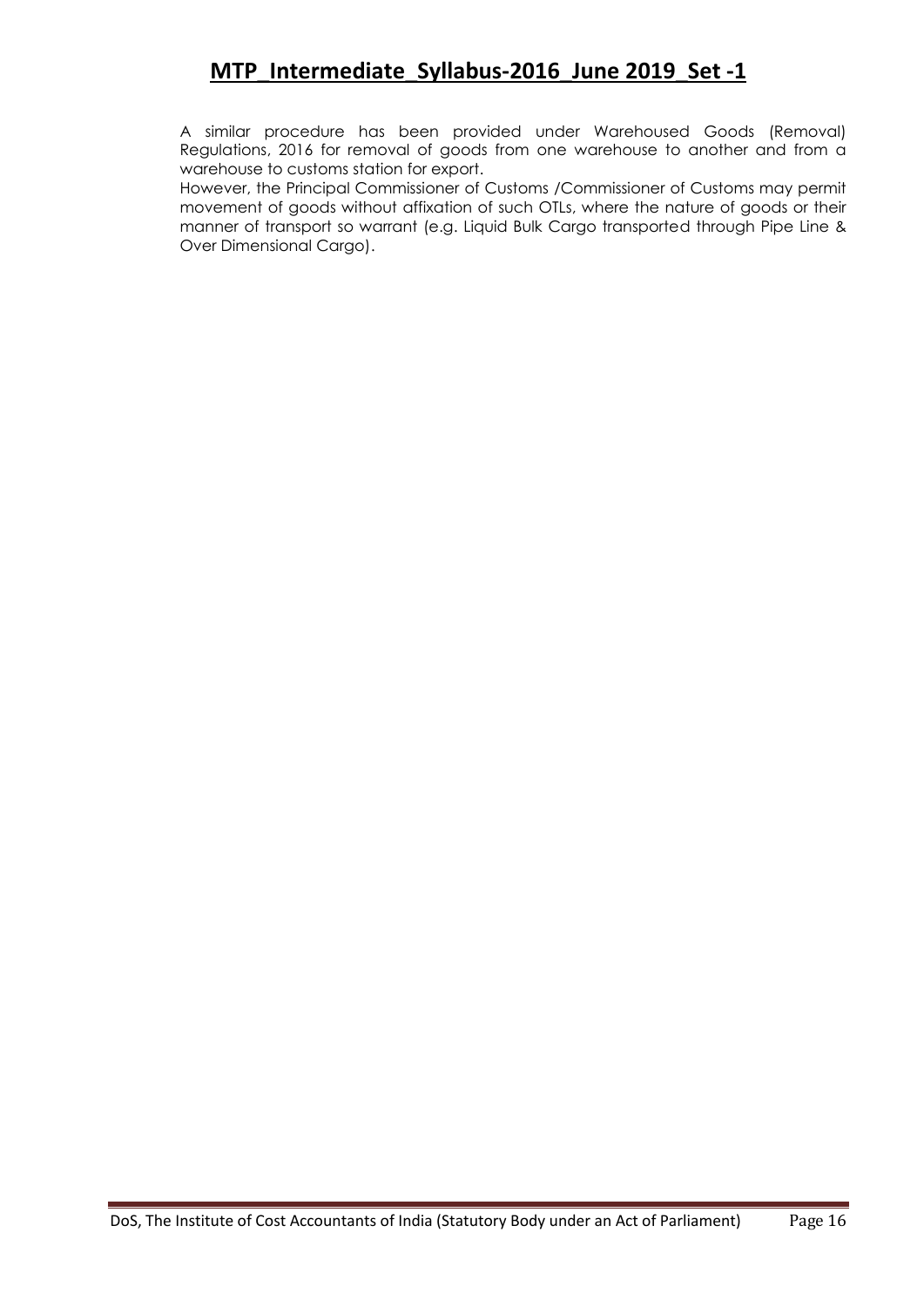A similar procedure has been provided under Warehoused Goods (Removal) Regulations, 2016 for removal of goods from one warehouse to another and from a warehouse to customs station for export.

However, the Principal Commissioner of Customs /Commissioner of Customs may permit movement of goods without affixation of such OTLs, where the nature of goods or their manner of transport so warrant (e.g. Liquid Bulk Cargo transported through Pipe Line & Over Dimensional Cargo).